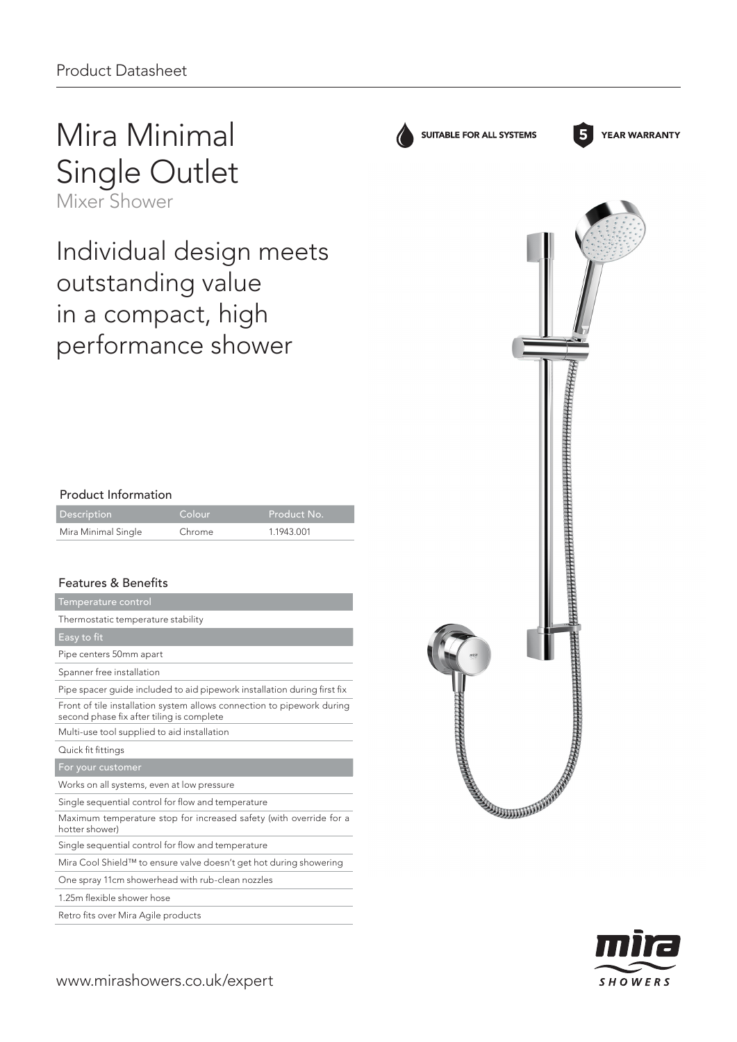Product Datasheet

# Mira Minimal Single Outlet

Mixer Shower

SUITABLE FOR ALL SYSTEMS

5 YEAR WARRANTY

## Individual design meets outstanding value in a compact, high performance shower

### Product Information

| Description | Colour | Product No. |
|---|---|---|
| Mira Minimal Single | Chrome | 1.1943.001 |

### Features & Benefits

| Temperature control |
|---|
| Thermostatic temperature stability |
| **Easy to fit** |
| Pipe centers 50mm apart |
| Spanner free installation |
| Pipe spacer guide included to aid pipework installation during first fix |
| Front of tile installation system allows connection to pipework during second phase fix after tiling is complete |
| Multi-use tool supplied to aid installation |
| Quick fit fittings |
| **For your customer** |
| Works on all systems, even at low pressure |
| Single sequential control for flow and temperature |
| Maximum temperature stop for increased safety (with override for a hotter shower) |
| Single sequential control for flow and temperature |
| Mira Cool Shield™ to ensure valve doesn't get hot during showering |
| One spray 11cm showerhead with rub-clean nozzles |
| 1.25m flexible shower hose |
| Retro fits over Mira Agile products |

www.mirashowers.co.uk/expert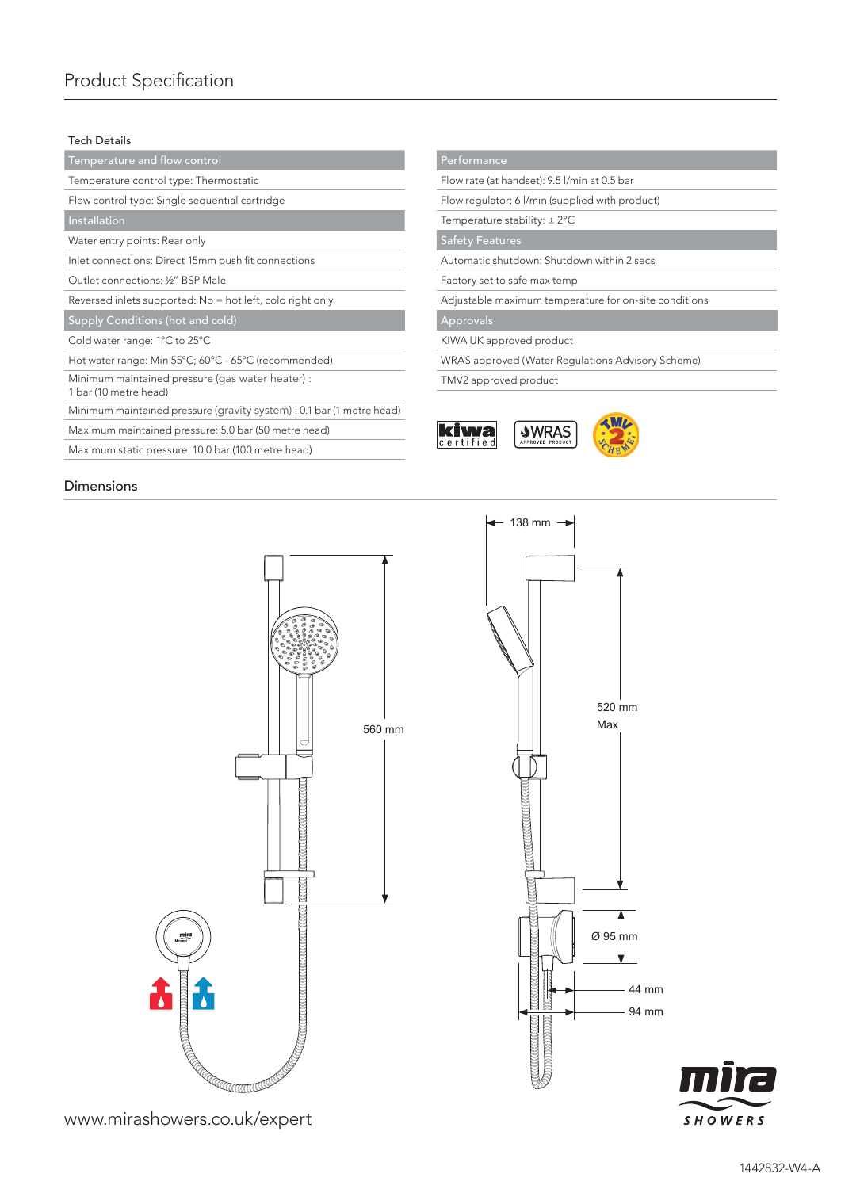# Product Specification

## Tech Details

| Temperature and flow control |
| --- |
| Temperature control type: Thermostatic |
| Flow control type: Single sequential cartridge |

| Installation |
| --- |
| Water entry points: Rear only |
| Inlet connections: Direct 15mm push fit connections |
| Outlet connections: ½" BSP Male |
| Reversed inlets supported: No = hot left, cold right only |

| Supply Conditions (hot and cold) |
| --- |
| Cold water range: 1°C to 25°C |
| Hot water range: Min 55°C; 60°C - 65°C (recommended) |
| Minimum maintained pressure (gas water heater) : 1 bar (10 metre head) |
| Minimum maintained pressure (gravity system) : 0.1 bar (1 metre head) |
| Maximum maintained pressure: 5.0 bar (50 metre head) |
| Maximum static pressure: 10.0 bar (100 metre head) |

| Performance |
| --- |
| Flow rate (at handset): 9.5 l/min at 0.5 bar |
| Flow regulator: 6 l/min (supplied with product) |
| Temperature stability: ± 2°C |

| Safety Features |
| --- |
| Automatic shutdown: Shutdown within 2 secs |
| Factory set to safe max temp |
| Adjustable maximum temperature for on-site conditions |

| Approvals |
| --- |
| KIWA UK approved product |
| WRAS approved (Water Regulations Advisory Scheme) |
| TMV2 approved product |

kiwa certified

WRAS APPROVED PRODUCT

TMV 2 SCHEME

## Dimensions

560 mm

138 mm

520 mm Max

Ø 95 mm

44 mm

94 mm

www.mirashowers.co.uk/expert

mira SHOWERS

1442832-W4-A